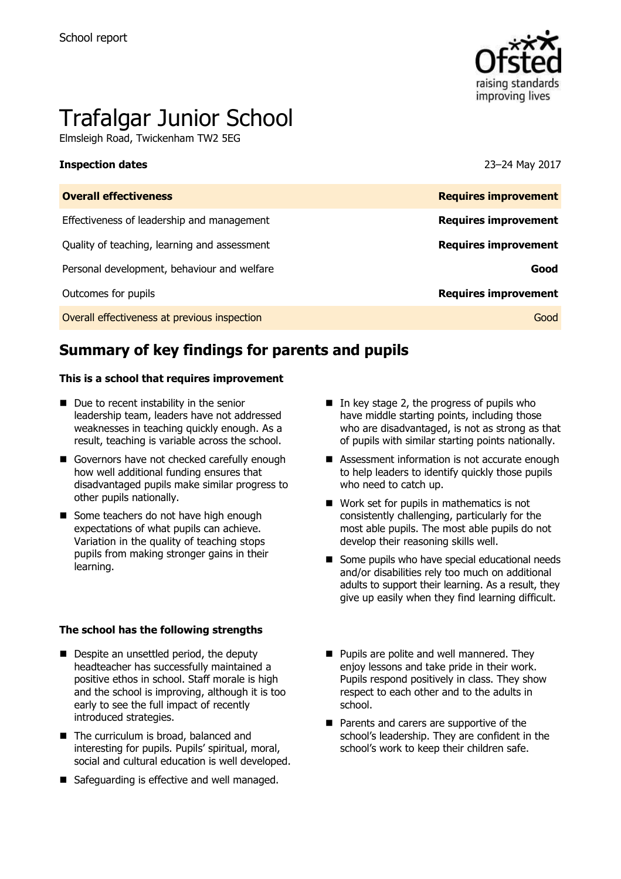School report

# Trafalgar Junior School

Elmsleigh Road, Twickenham TW2 5EG

| **Inspection dates** | 23–24 May 2017 |
| --- | --- |
| **Overall effectiveness** | **Requires improvement** |
| Effectiveness of leadership and management | **Requires improvement** |
| Quality of teaching, learning and assessment | **Requires improvement** |
| Personal development, behaviour and welfare | **Good** |
| Outcomes for pupils | **Requires improvement** |
| Overall effectiveness at previous inspection | Good |

## Summary of key findings for parents and pupils

**This is a school that requires improvement**

- Due to recent instability in the senior leadership team, leaders have not addressed weaknesses in teaching quickly enough. As a result, teaching is variable across the school.
- Governors have not checked carefully enough how well additional funding ensures that disadvantaged pupils make similar progress to other pupils nationally.
- Some teachers do not have high enough expectations of what pupils can achieve. Variation in the quality of teaching stops pupils from making stronger gains in their learning.
- In key stage 2, the progress of pupils who have middle starting points, including those who are disadvantaged, is not as strong as that of pupils with similar starting points nationally.
- Assessment information is not accurate enough to help leaders to identify quickly those pupils who need to catch up.
- Work set for pupils in mathematics is not consistently challenging, particularly for the most able pupils. The most able pupils do not develop their reasoning skills well.
- Some pupils who have special educational needs and/or disabilities rely too much on additional adults to support their learning. As a result, they give up easily when they find learning difficult.

**The school has the following strengths**

- Despite an unsettled period, the deputy headteacher has successfully maintained a positive ethos in school. Staff morale is high and the school is improving, although it is too early to see the full impact of recently introduced strategies.
- The curriculum is broad, balanced and interesting for pupils. Pupils' spiritual, moral, social and cultural education is well developed.
- Safeguarding is effective and well managed.
- Pupils are polite and well mannered. They enjoy lessons and take pride in their work. Pupils respond positively in class. They show respect to each other and to the adults in school.
- Parents and carers are supportive of the school's leadership. They are confident in the school's work to keep their children safe.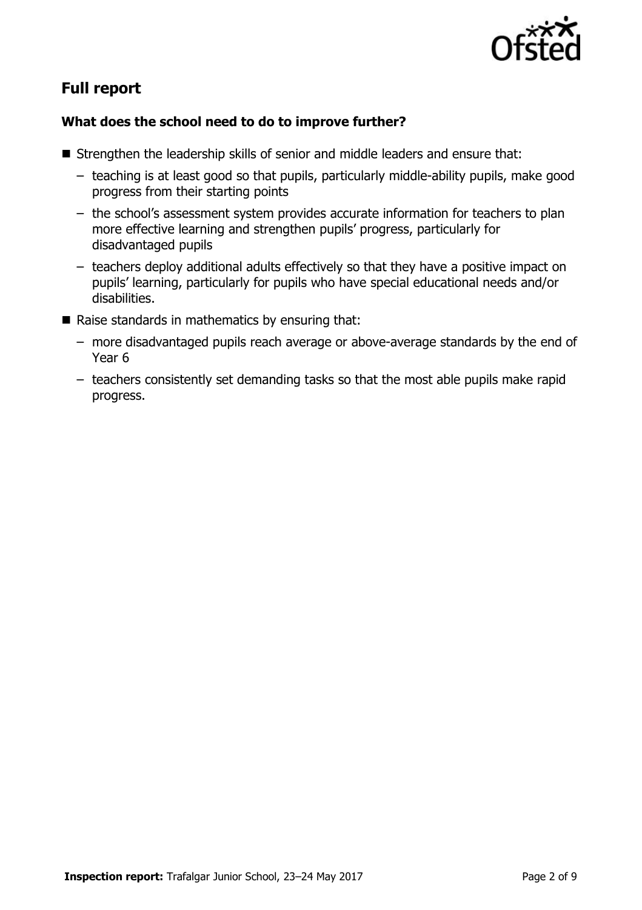## Full report

### What does the school need to do to improve further?

- Strengthen the leadership skills of senior and middle leaders and ensure that:
  - teaching is at least good so that pupils, particularly middle-ability pupils, make good progress from their starting points
  - the school's assessment system provides accurate information for teachers to plan more effective learning and strengthen pupils' progress, particularly for disadvantaged pupils
  - teachers deploy additional adults effectively so that they have a positive impact on pupils' learning, particularly for pupils who have special educational needs and/or disabilities.
- Raise standards in mathematics by ensuring that:
  - more disadvantaged pupils reach average or above-average standards by the end of Year 6
  - teachers consistently set demanding tasks so that the most able pupils make rapid progress.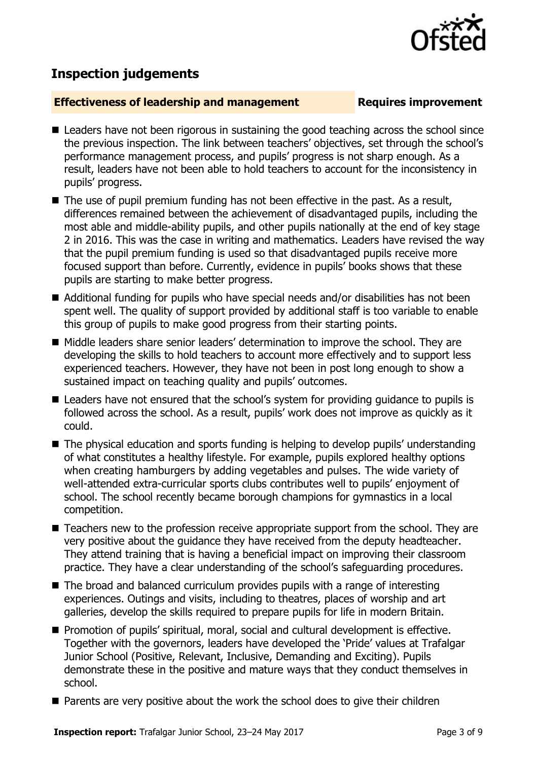## Inspection judgements

### Effectiveness of leadership and management — Requires improvement

- Leaders have not been rigorous in sustaining the good teaching across the school since the previous inspection. The link between teachers' objectives, set through the school's performance management process, and pupils' progress is not sharp enough. As a result, leaders have not been able to hold teachers to account for the inconsistency in pupils' progress.
- The use of pupil premium funding has not been effective in the past. As a result, differences remained between the achievement of disadvantaged pupils, including the most able and middle-ability pupils, and other pupils nationally at the end of key stage 2 in 2016. This was the case in writing and mathematics. Leaders have revised the way that the pupil premium funding is used so that disadvantaged pupils receive more focused support than before. Currently, evidence in pupils' books shows that these pupils are starting to make better progress.
- Additional funding for pupils who have special needs and/or disabilities has not been spent well. The quality of support provided by additional staff is too variable to enable this group of pupils to make good progress from their starting points.
- Middle leaders share senior leaders' determination to improve the school. They are developing the skills to hold teachers to account more effectively and to support less experienced teachers. However, they have not been in post long enough to show a sustained impact on teaching quality and pupils' outcomes.
- Leaders have not ensured that the school's system for providing guidance to pupils is followed across the school. As a result, pupils' work does not improve as quickly as it could.
- The physical education and sports funding is helping to develop pupils' understanding of what constitutes a healthy lifestyle. For example, pupils explored healthy options when creating hamburgers by adding vegetables and pulses. The wide variety of well-attended extra-curricular sports clubs contributes well to pupils' enjoyment of school. The school recently became borough champions for gymnastics in a local competition.
- Teachers new to the profession receive appropriate support from the school. They are very positive about the guidance they have received from the deputy headteacher. They attend training that is having a beneficial impact on improving their classroom practice. They have a clear understanding of the school's safeguarding procedures.
- The broad and balanced curriculum provides pupils with a range of interesting experiences. Outings and visits, including to theatres, places of worship and art galleries, develop the skills required to prepare pupils for life in modern Britain.
- Promotion of pupils' spiritual, moral, social and cultural development is effective. Together with the governors, leaders have developed the 'Pride' values at Trafalgar Junior School (Positive, Relevant, Inclusive, Demanding and Exciting). Pupils demonstrate these in the positive and mature ways that they conduct themselves in school.
- Parents are very positive about the work the school does to give their children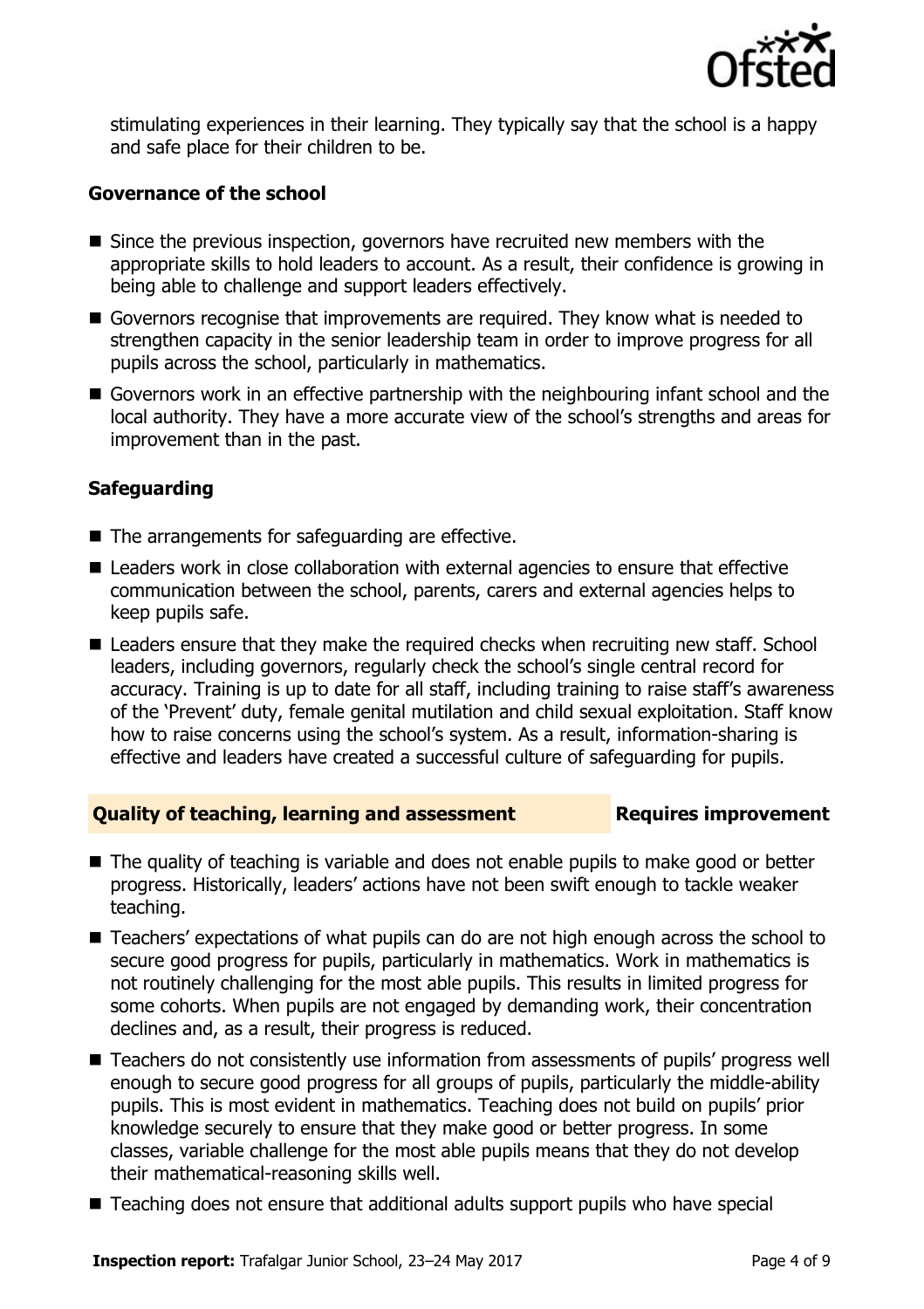stimulating experiences in their learning. They typically say that the school is a happy and safe place for their children to be.

### Governance of the school

- Since the previous inspection, governors have recruited new members with the appropriate skills to hold leaders to account. As a result, their confidence is growing in being able to challenge and support leaders effectively.
- Governors recognise that improvements are required. They know what is needed to strengthen capacity in the senior leadership team in order to improve progress for all pupils across the school, particularly in mathematics.
- Governors work in an effective partnership with the neighbouring infant school and the local authority. They have a more accurate view of the school's strengths and areas for improvement than in the past.

### Safeguarding

- The arrangements for safeguarding are effective.
- Leaders work in close collaboration with external agencies to ensure that effective communication between the school, parents, carers and external agencies helps to keep pupils safe.
- Leaders ensure that they make the required checks when recruiting new staff. School leaders, including governors, regularly check the school's single central record for accuracy. Training is up to date for all staff, including training to raise staff's awareness of the 'Prevent' duty, female genital mutilation and child sexual exploitation. Staff know how to raise concerns using the school's system. As a result, information-sharing is effective and leaders have created a successful culture of safeguarding for pupils.

## Quality of teaching, learning and assessment — Requires improvement

- The quality of teaching is variable and does not enable pupils to make good or better progress. Historically, leaders' actions have not been swift enough to tackle weaker teaching.
- Teachers' expectations of what pupils can do are not high enough across the school to secure good progress for pupils, particularly in mathematics. Work in mathematics is not routinely challenging for the most able pupils. This results in limited progress for some cohorts. When pupils are not engaged by demanding work, their concentration declines and, as a result, their progress is reduced.
- Teachers do not consistently use information from assessments of pupils' progress well enough to secure good progress for all groups of pupils, particularly the middle-ability pupils. This is most evident in mathematics. Teaching does not build on pupils' prior knowledge securely to ensure that they make good or better progress. In some classes, variable challenge for the most able pupils means that they do not develop their mathematical-reasoning skills well.
- Teaching does not ensure that additional adults support pupils who have special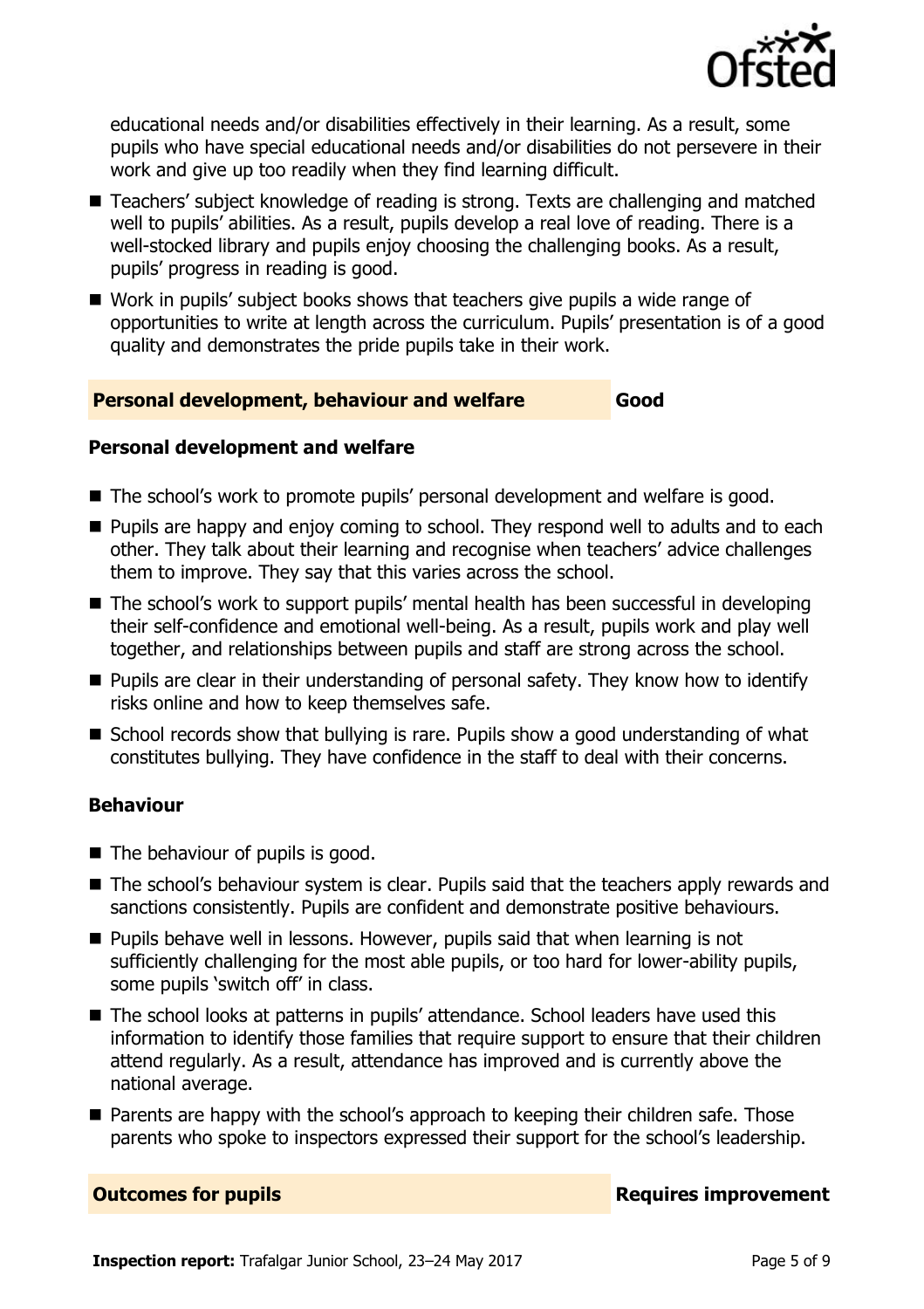educational needs and/or disabilities effectively in their learning. As a result, some pupils who have special educational needs and/or disabilities do not persevere in their work and give up too readily when they find learning difficult.

- Teachers' subject knowledge of reading is strong. Texts are challenging and matched well to pupils' abilities. As a result, pupils develop a real love of reading. There is a well-stocked library and pupils enjoy choosing the challenging books. As a result, pupils' progress in reading is good.
- Work in pupils' subject books shows that teachers give pupils a wide range of opportunities to write at length across the curriculum. Pupils' presentation is of a good quality and demonstrates the pride pupils take in their work.

## Personal development, behaviour and welfare — Good

### Personal development and welfare

- The school's work to promote pupils' personal development and welfare is good.
- Pupils are happy and enjoy coming to school. They respond well to adults and to each other. They talk about their learning and recognise when teachers' advice challenges them to improve. They say that this varies across the school.
- The school's work to support pupils' mental health has been successful in developing their self-confidence and emotional well-being. As a result, pupils work and play well together, and relationships between pupils and staff are strong across the school.
- Pupils are clear in their understanding of personal safety. They know how to identify risks online and how to keep themselves safe.
- School records show that bullying is rare. Pupils show a good understanding of what constitutes bullying. They have confidence in the staff to deal with their concerns.

### Behaviour

- The behaviour of pupils is good.
- The school's behaviour system is clear. Pupils said that the teachers apply rewards and sanctions consistently. Pupils are confident and demonstrate positive behaviours.
- Pupils behave well in lessons. However, pupils said that when learning is not sufficiently challenging for the most able pupils, or too hard for lower-ability pupils, some pupils 'switch off' in class.
- The school looks at patterns in pupils' attendance. School leaders have used this information to identify those families that require support to ensure that their children attend regularly. As a result, attendance has improved and is currently above the national average.
- Parents are happy with the school's approach to keeping their children safe. Those parents who spoke to inspectors expressed their support for the school's leadership.

## Outcomes for pupils — Requires improvement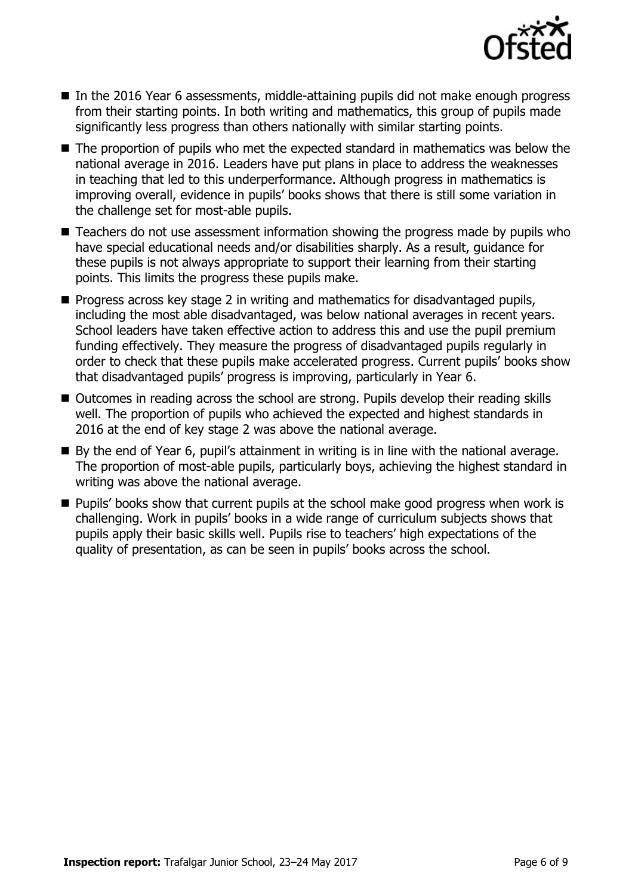- In the 2016 Year 6 assessments, middle-attaining pupils did not make enough progress from their starting points. In both writing and mathematics, this group of pupils made significantly less progress than others nationally with similar starting points.
- The proportion of pupils who met the expected standard in mathematics was below the national average in 2016. Leaders have put plans in place to address the weaknesses in teaching that led to this underperformance. Although progress in mathematics is improving overall, evidence in pupils' books shows that there is still some variation in the challenge set for most-able pupils.
- Teachers do not use assessment information showing the progress made by pupils who have special educational needs and/or disabilities sharply. As a result, guidance for these pupils is not always appropriate to support their learning from their starting points. This limits the progress these pupils make.
- Progress across key stage 2 in writing and mathematics for disadvantaged pupils, including the most able disadvantaged, was below national averages in recent years. School leaders have taken effective action to address this and use the pupil premium funding effectively. They measure the progress of disadvantaged pupils regularly in order to check that these pupils make accelerated progress. Current pupils' books show that disadvantaged pupils' progress is improving, particularly in Year 6.
- Outcomes in reading across the school are strong. Pupils develop their reading skills well. The proportion of pupils who achieved the expected and highest standards in 2016 at the end of key stage 2 was above the national average.
- By the end of Year 6, pupil's attainment in writing is in line with the national average. The proportion of most-able pupils, particularly boys, achieving the highest standard in writing was above the national average.
- Pupils' books show that current pupils at the school make good progress when work is challenging. Work in pupils' books in a wide range of curriculum subjects shows that pupils apply their basic skills well. Pupils rise to teachers' high expectations of the quality of presentation, as can be seen in pupils' books across the school.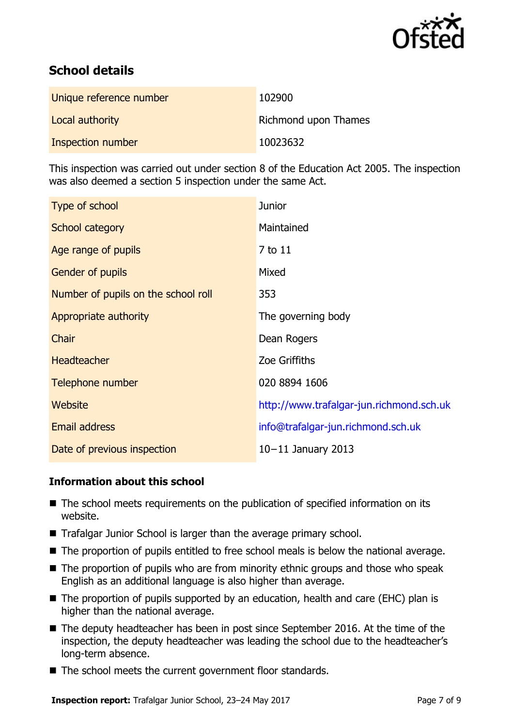## School details

| | |
|---|---|
| Unique reference number | 102900 |
| Local authority | Richmond upon Thames |
| Inspection number | 10023632 |

This inspection was carried out under section 8 of the Education Act 2005. The inspection was also deemed a section 5 inspection under the same Act.

| | |
|---|---|
| Type of school | Junior |
| School category | Maintained |
| Age range of pupils | 7 to 11 |
| Gender of pupils | Mixed |
| Number of pupils on the school roll | 353 |
| Appropriate authority | The governing body |
| Chair | Dean Rogers |
| Headteacher | Zoe Griffiths |
| Telephone number | 020 8894 1606 |
| Website | http://www.trafalgar-jun.richmond.sch.uk |
| Email address | info@trafalgar-jun.richmond.sch.uk |
| Date of previous inspection | 10−11 January 2013 |

### Information about this school

- The school meets requirements on the publication of specified information on its website.
- Trafalgar Junior School is larger than the average primary school.
- The proportion of pupils entitled to free school meals is below the national average.
- The proportion of pupils who are from minority ethnic groups and those who speak English as an additional language is also higher than average.
- The proportion of pupils supported by an education, health and care (EHC) plan is higher than the national average.
- The deputy headteacher has been in post since September 2016. At the time of the inspection, the deputy headteacher was leading the school due to the headteacher's long-term absence.
- The school meets the current government floor standards.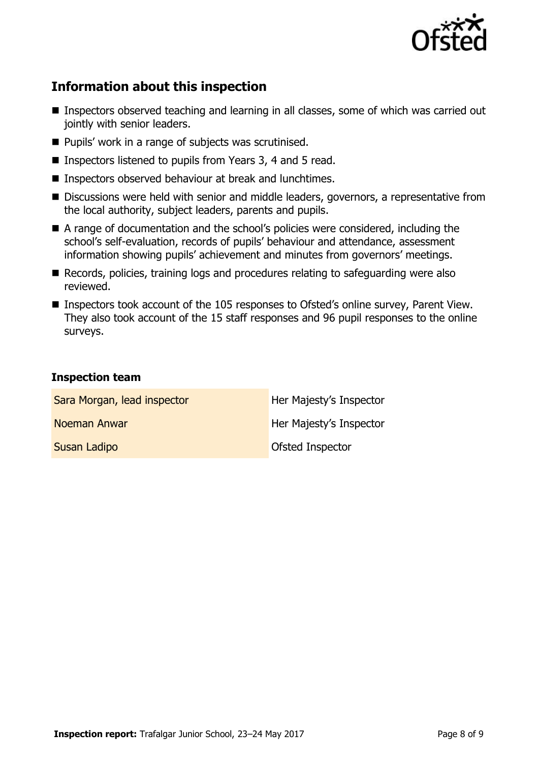## Information about this inspection

- Inspectors observed teaching and learning in all classes, some of which was carried out jointly with senior leaders.
- Pupils' work in a range of subjects was scrutinised.
- Inspectors listened to pupils from Years 3, 4 and 5 read.
- Inspectors observed behaviour at break and lunchtimes.
- Discussions were held with senior and middle leaders, governors, a representative from the local authority, subject leaders, parents and pupils.
- A range of documentation and the school's policies were considered, including the school's self-evaluation, records of pupils' behaviour and attendance, assessment information showing pupils' achievement and minutes from governors' meetings.
- Records, policies, training logs and procedures relating to safeguarding were also reviewed.
- Inspectors took account of the 105 responses to Ofsted's online survey, Parent View. They also took account of the 15 staff responses and 96 pupil responses to the online surveys.

### Inspection team

| | |
|---|---|
| Sara Morgan, lead inspector | Her Majesty's Inspector |
| Noeman Anwar | Her Majesty's Inspector |
| Susan Ladipo | Ofsted Inspector |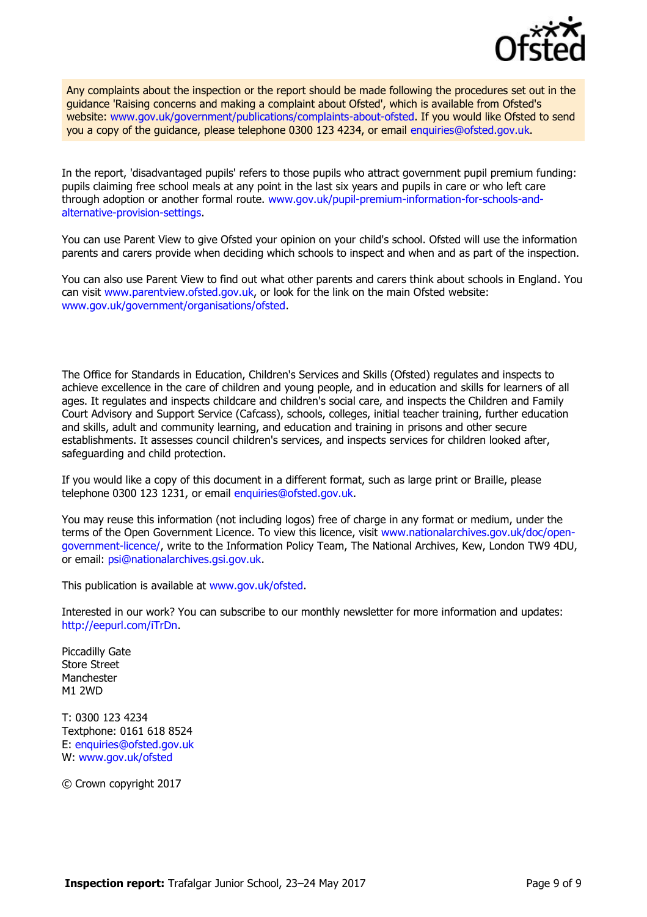Any complaints about the inspection or the report should be made following the procedures set out in the guidance 'Raising concerns and making a complaint about Ofsted', which is available from Ofsted's website: www.gov.uk/government/publications/complaints-about-ofsted. If you would like Ofsted to send you a copy of the guidance, please telephone 0300 123 4234, or email enquiries@ofsted.gov.uk.

In the report, 'disadvantaged pupils' refers to those pupils who attract government pupil premium funding: pupils claiming free school meals at any point in the last six years and pupils in care or who left care through adoption or another formal route. www.gov.uk/pupil-premium-information-for-schools-and-alternative-provision-settings.

You can use Parent View to give Ofsted your opinion on your child's school. Ofsted will use the information parents and carers provide when deciding which schools to inspect and when and as part of the inspection.

You can also use Parent View to find out what other parents and carers think about schools in England. You can visit www.parentview.ofsted.gov.uk, or look for the link on the main Ofsted website: www.gov.uk/government/organisations/ofsted.

The Office for Standards in Education, Children's Services and Skills (Ofsted) regulates and inspects to achieve excellence in the care of children and young people, and in education and skills for learners of all ages. It regulates and inspects childcare and children's social care, and inspects the Children and Family Court Advisory and Support Service (Cafcass), schools, colleges, initial teacher training, further education and skills, adult and community learning, and education and training in prisons and other secure establishments. It assesses council children's services, and inspects services for children looked after, safeguarding and child protection.

If you would like a copy of this document in a different format, such as large print or Braille, please telephone 0300 123 1231, or email enquiries@ofsted.gov.uk.

You may reuse this information (not including logos) free of charge in any format or medium, under the terms of the Open Government Licence. To view this licence, visit www.nationalarchives.gov.uk/doc/open-government-licence/, write to the Information Policy Team, The National Archives, Kew, London TW9 4DU, or email: psi@nationalarchives.gsi.gov.uk.

This publication is available at www.gov.uk/ofsted.

Interested in our work? You can subscribe to our monthly newsletter for more information and updates: http://eepurl.com/iTrDn.

Piccadilly Gate
Store Street
Manchester
M1 2WD

T: 0300 123 4234
Textphone: 0161 618 8524
E: enquiries@ofsted.gov.uk
W: www.gov.uk/ofsted

© Crown copyright 2017